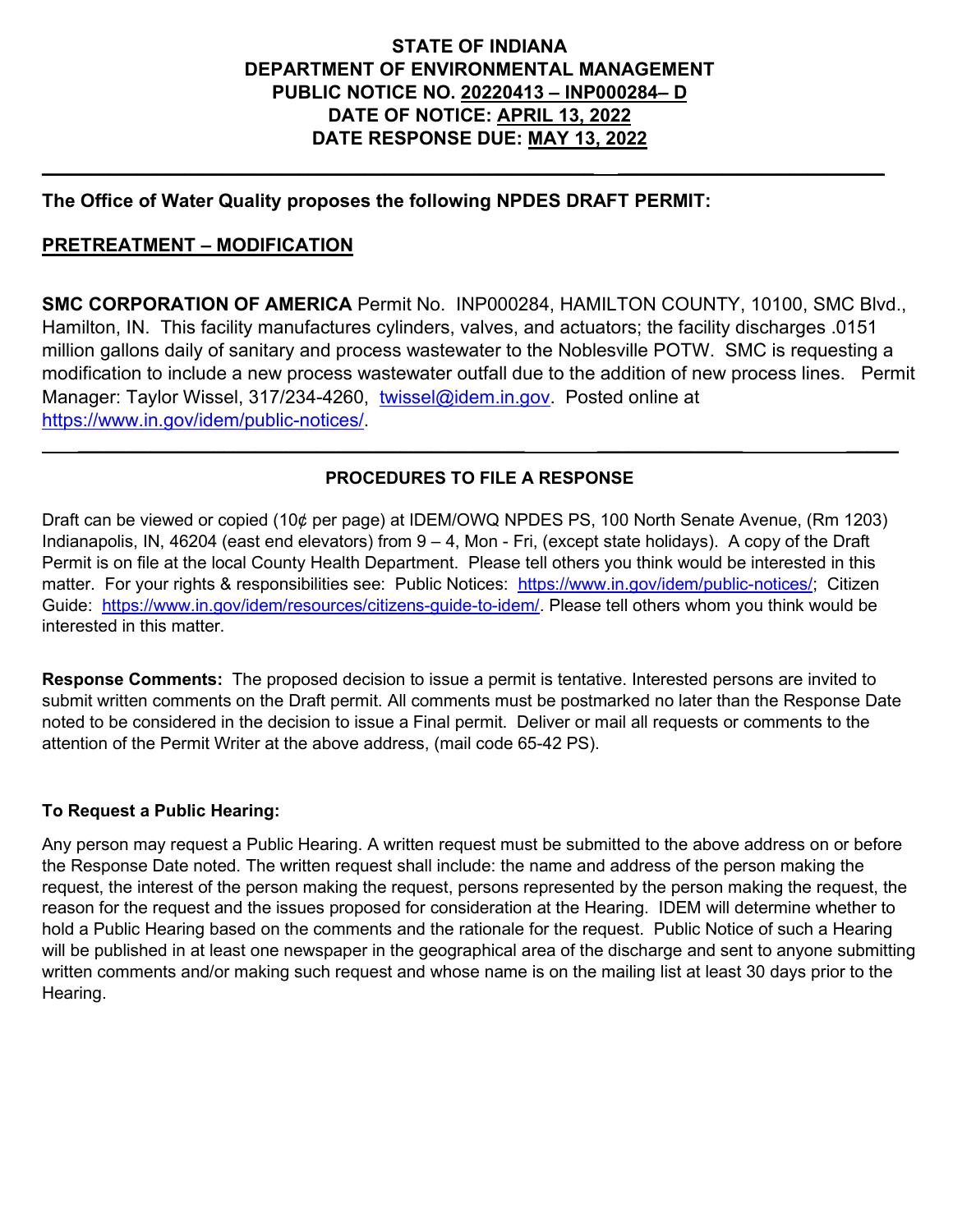**STATE OF INDIANA**
**DEPARTMENT OF ENVIRONMENTAL MANAGEMENT**
**PUBLIC NOTICE NO. 20220413 – INP000284– D**
**DATE OF NOTICE: APRIL 13, 2022**
**DATE RESPONSE DUE: MAY 13, 2022**

---

**The Office of Water Quality proposes the following NPDES DRAFT PERMIT:**

**PRETREATMENT – MODIFICATION**

**SMC CORPORATION OF AMERICA** Permit No. INP000284, HAMILTON COUNTY, 10100, SMC Blvd., Hamilton, IN. This facility manufactures cylinders, valves, and actuators; the facility discharges .0151 million gallons daily of sanitary and process wastewater to the Noblesville POTW. SMC is requesting a modification to include a new process wastewater outfall due to the addition of new process lines. Permit Manager: Taylor Wissel, 317/234-4260, twissel@idem.in.gov. Posted online at https://www.in.gov/idem/public-notices/.

---

**PROCEDURES TO FILE A RESPONSE**

Draft can be viewed or copied (10¢ per page) at IDEM/OWQ NPDES PS, 100 North Senate Avenue, (Rm 1203) Indianapolis, IN, 46204 (east end elevators) from 9 – 4, Mon - Fri, (except state holidays). A copy of the Draft Permit is on file at the local County Health Department. Please tell others you think would be interested in this matter. For your rights & responsibilities see: Public Notices: https://www.in.gov/idem/public-notices/; Citizen Guide: https://www.in.gov/idem/resources/citizens-guide-to-idem/. Please tell others whom you think would be interested in this matter.

**Response Comments:** The proposed decision to issue a permit is tentative. Interested persons are invited to submit written comments on the Draft permit. All comments must be postmarked no later than the Response Date noted to be considered in the decision to issue a Final permit. Deliver or mail all requests or comments to the attention of the Permit Writer at the above address, (mail code 65-42 PS).

**To Request a Public Hearing:**

Any person may request a Public Hearing. A written request must be submitted to the above address on or before the Response Date noted. The written request shall include: the name and address of the person making the request, the interest of the person making the request, persons represented by the person making the request, the reason for the request and the issues proposed for consideration at the Hearing. IDEM will determine whether to hold a Public Hearing based on the comments and the rationale for the request. Public Notice of such a Hearing will be published in at least one newspaper in the geographical area of the discharge and sent to anyone submitting written comments and/or making such request and whose name is on the mailing list at least 30 days prior to the Hearing.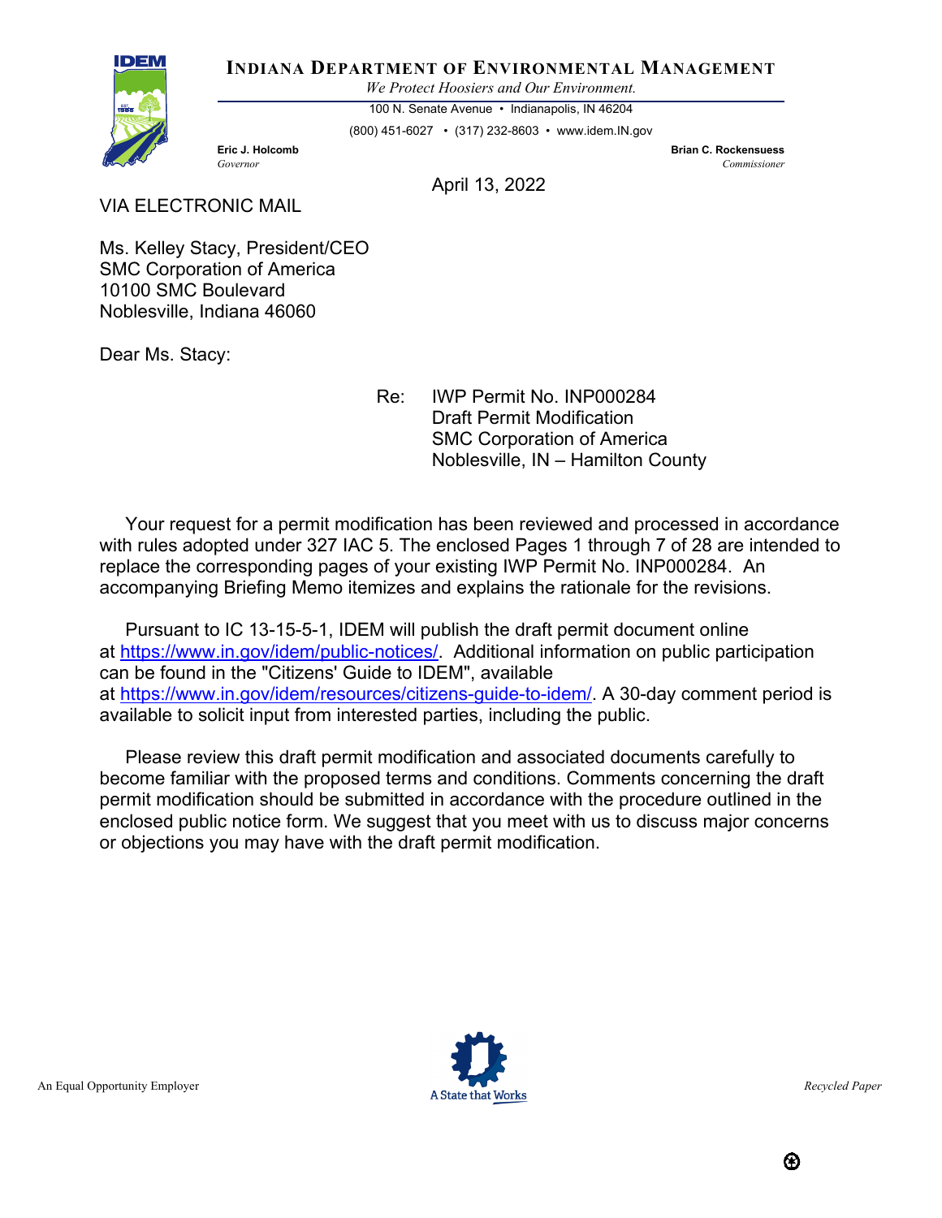**INDIANA DEPARTMENT OF ENVIRONMENTAL MANAGEMENT**

*We Protect Hoosiers and Our Environment.*

100 N. Senate Avenue • Indianapolis, IN 46204

(800) 451-6027 • (317) 232-8603 • www.idem.IN.gov

**Eric J. Holcomb**
*Governor*

**Brian C. Rockensuess**
*Commissioner*

April 13, 2022

VIA ELECTRONIC MAIL

Ms. Kelley Stacy, President/CEO
SMC Corporation of America
10100 SMC Boulevard
Noblesville, Indiana 46060

Dear Ms. Stacy:

Re: IWP Permit No. INP000284
Draft Permit Modification
SMC Corporation of America
Noblesville, IN – Hamilton County

Your request for a permit modification has been reviewed and processed in accordance with rules adopted under 327 IAC 5. The enclosed Pages 1 through 7 of 28 are intended to replace the corresponding pages of your existing IWP Permit No. INP000284. An accompanying Briefing Memo itemizes and explains the rationale for the revisions.

Pursuant to IC 13-15-5-1, IDEM will publish the draft permit document online at https://www.in.gov/idem/public-notices/. Additional information on public participation can be found in the "Citizens' Guide to IDEM", available at https://www.in.gov/idem/resources/citizens-guide-to-idem/. A 30-day comment period is available to solicit input from interested parties, including the public.

Please review this draft permit modification and associated documents carefully to become familiar with the proposed terms and conditions. Comments concerning the draft permit modification should be submitted in accordance with the procedure outlined in the enclosed public notice form. We suggest that you meet with us to discuss major concerns or objections you may have with the draft permit modification.

An Equal Opportunity Employer

A State that Works

Recycled Paper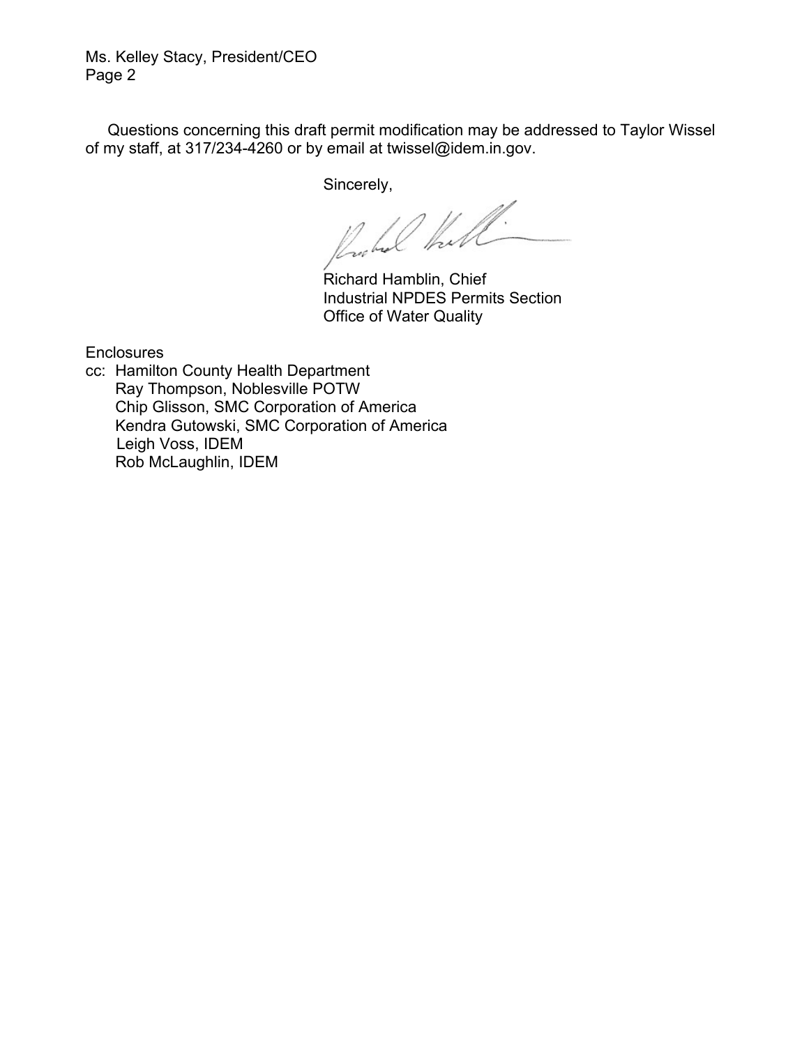Ms. Kelley Stacy, President/CEO
Page 2

Questions concerning this draft permit modification may be addressed to Taylor Wissel of my staff, at 317/234-4260 or by email at twissel@idem.in.gov.

Sincerely,

Richard Hamblin, Chief
Industrial NPDES Permits Section
Office of Water Quality

Enclosures

cc: Hamilton County Health Department
Ray Thompson, Noblesville POTW
Chip Glisson, SMC Corporation of America
Kendra Gutowski, SMC Corporation of America
Leigh Voss, IDEM
Rob McLaughlin, IDEM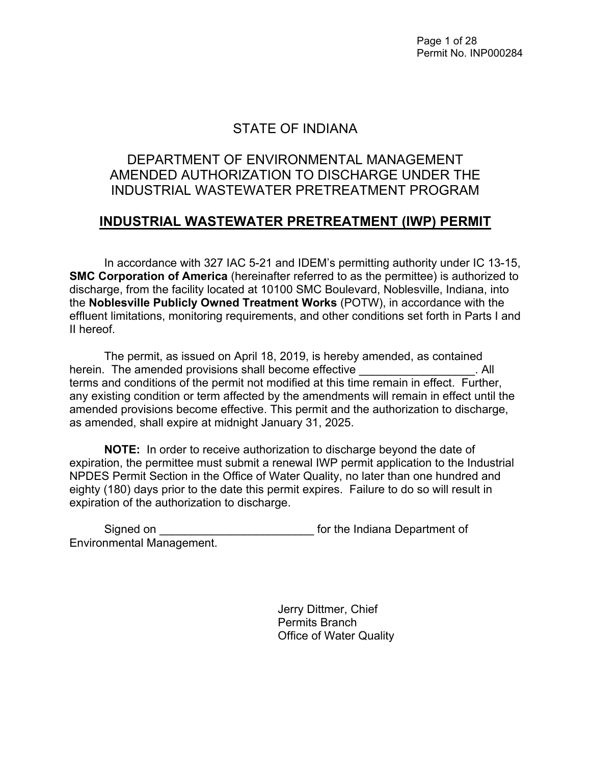# STATE OF INDIANA

# DEPARTMENT OF ENVIRONMENTAL MANAGEMENT
# AMENDED AUTHORIZATION TO DISCHARGE UNDER THE INDUSTRIAL WASTEWATER PRETREATMENT PROGRAM

## INDUSTRIAL WASTEWATER PRETREATMENT (IWP) PERMIT

In accordance with 327 IAC 5-21 and IDEM's permitting authority under IC 13-15, **SMC Corporation of America** (hereinafter referred to as the permittee) is authorized to discharge, from the facility located at 10100 SMC Boulevard, Noblesville, Indiana, into the **Noblesville Publicly Owned Treatment Works** (POTW), in accordance with the effluent limitations, monitoring requirements, and other conditions set forth in Parts I and II hereof.

The permit, as issued on April 18, 2019, is hereby amended, as contained herein. The amended provisions shall become effective __________________. All terms and conditions of the permit not modified at this time remain in effect. Further, any existing condition or term affected by the amendments will remain in effect until the amended provisions become effective. This permit and the authorization to discharge, as amended, shall expire at midnight January 31, 2025.

**NOTE:** In order to receive authorization to discharge beyond the date of expiration, the permittee must submit a renewal IWP permit application to the Industrial NPDES Permit Section in the Office of Water Quality, no later than one hundred and eighty (180) days prior to the date this permit expires. Failure to do so will result in expiration of the authorization to discharge.

Signed on ________________________ for the Indiana Department of Environmental Management.

Jerry Dittmer, Chief
Permits Branch
Office of Water Quality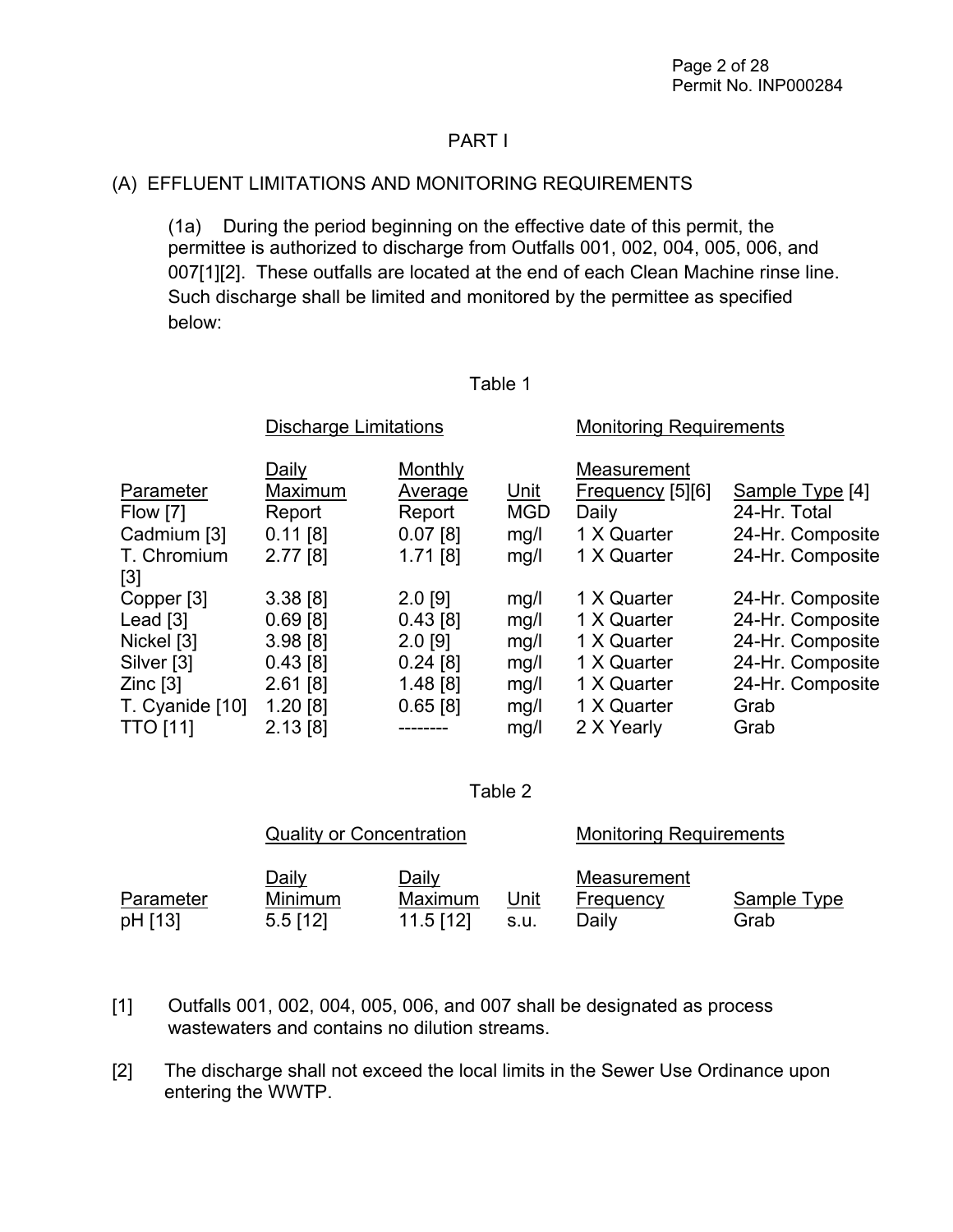## PART I

### (A) EFFLUENT LIMITATIONS AND MONITORING REQUIREMENTS

(1a) During the period beginning on the effective date of this permit, the permittee is authorized to discharge from Outfalls 001, 002, 004, 005, 006, and 007[1][2]. These outfalls are located at the end of each Clean Machine rinse line. Such discharge shall be limited and monitored by the permittee as specified below:

Table 1

| | Discharge Limitations | | | Monitoring Requirements | |
|---|---|---|---|---|---|
| Parameter | Daily Maximum | Monthly Average | Unit | Measurement Frequency [5][6] | Sample Type [4] |
| Flow [7] | Report | Report | MGD | Daily | 24-Hr. Total |
| Cadmium [3] | 0.11 [8] | 0.07 [8] | mg/l | 1 X Quarter | 24-Hr. Composite |
| T. Chromium [3] | 2.77 [8] | 1.71 [8] | mg/l | 1 X Quarter | 24-Hr. Composite |
| Copper [3] | 3.38 [8] | 2.0 [9] | mg/l | 1 X Quarter | 24-Hr. Composite |
| Lead [3] | 0.69 [8] | 0.43 [8] | mg/l | 1 X Quarter | 24-Hr. Composite |
| Nickel [3] | 3.98 [8] | 2.0 [9] | mg/l | 1 X Quarter | 24-Hr. Composite |
| Silver [3] | 0.43 [8] | 0.24 [8] | mg/l | 1 X Quarter | 24-Hr. Composite |
| Zinc [3] | 2.61 [8] | 1.48 [8] | mg/l | 1 X Quarter | 24-Hr. Composite |
| T. Cyanide [10] | 1.20 [8] | 0.65 [8] | mg/l | 1 X Quarter | Grab |
| TTO [11] | 2.13 [8] | -------- | mg/l | 2 X Yearly | Grab |

Table 2

| | Quality or Concentration | | | Monitoring Requirements | |
|---|---|---|---|---|---|
| Parameter | Daily Minimum | Daily Maximum | Unit | Measurement Frequency | Sample Type |
| pH [13] | 5.5 [12] | 11.5 [12] | s.u. | Daily | Grab |

[1] Outfalls 001, 002, 004, 005, 006, and 007 shall be designated as process wastewaters and contains no dilution streams.

[2] The discharge shall not exceed the local limits in the Sewer Use Ordinance upon entering the WWTP.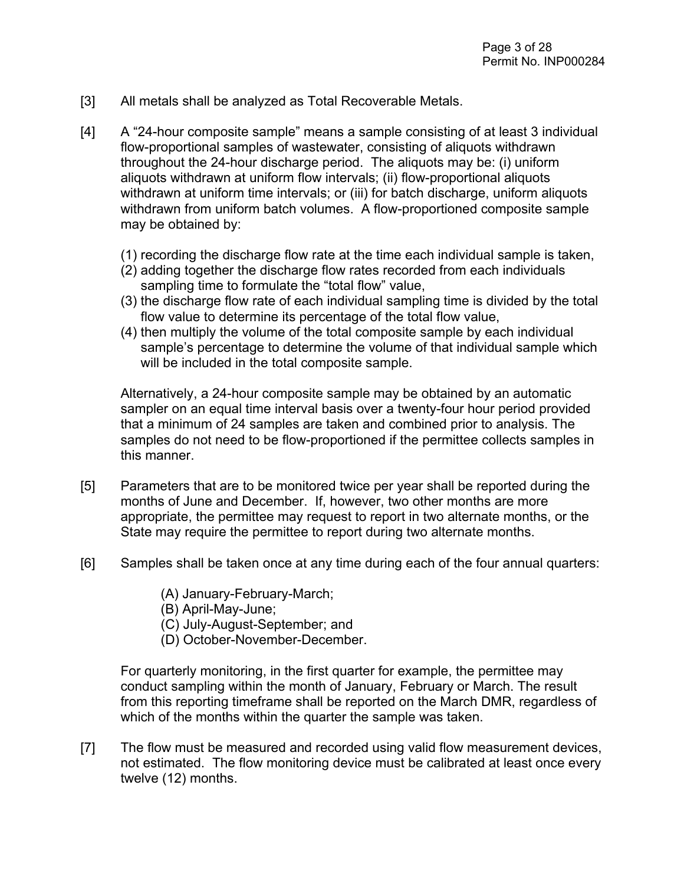[3] All metals shall be analyzed as Total Recoverable Metals.

[4] A "24-hour composite sample" means a sample consisting of at least 3 individual flow-proportional samples of wastewater, consisting of aliquots withdrawn throughout the 24-hour discharge period. The aliquots may be: (i) uniform aliquots withdrawn at uniform flow intervals; (ii) flow-proportional aliquots withdrawn at uniform time intervals; or (iii) for batch discharge, uniform aliquots withdrawn from uniform batch volumes. A flow-proportioned composite sample may be obtained by:

(1) recording the discharge flow rate at the time each individual sample is taken,
(2) adding together the discharge flow rates recorded from each individuals sampling time to formulate the "total flow" value,
(3) the discharge flow rate of each individual sampling time is divided by the total flow value to determine its percentage of the total flow value,
(4) then multiply the volume of the total composite sample by each individual sample's percentage to determine the volume of that individual sample which will be included in the total composite sample.

Alternatively, a 24-hour composite sample may be obtained by an automatic sampler on an equal time interval basis over a twenty-four hour period provided that a minimum of 24 samples are taken and combined prior to analysis. The samples do not need to be flow-proportioned if the permittee collects samples in this manner.

[5] Parameters that are to be monitored twice per year shall be reported during the months of June and December. If, however, two other months are more appropriate, the permittee may request to report in two alternate months, or the State may require the permittee to report during two alternate months.

[6] Samples shall be taken once at any time during each of the four annual quarters:

(A) January-February-March;
(B) April-May-June;
(C) July-August-September; and
(D) October-November-December.

For quarterly monitoring, in the first quarter for example, the permittee may conduct sampling within the month of January, February or March. The result from this reporting timeframe shall be reported on the March DMR, regardless of which of the months within the quarter the sample was taken.

[7] The flow must be measured and recorded using valid flow measurement devices, not estimated. The flow monitoring device must be calibrated at least once every twelve (12) months.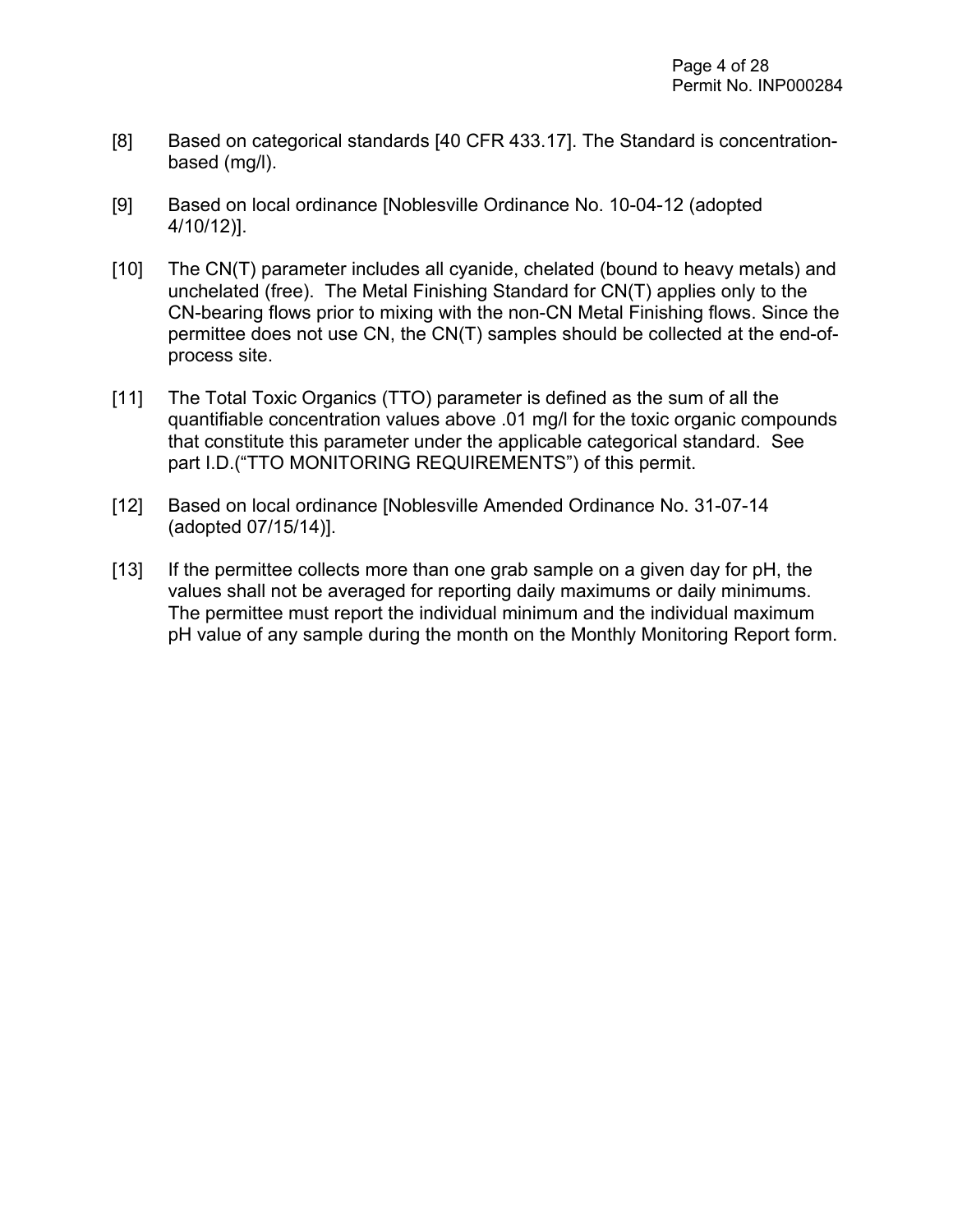[8] Based on categorical standards [40 CFR 433.17]. The Standard is concentration-based (mg/l).

[9] Based on local ordinance [Noblesville Ordinance No. 10-04-12 (adopted 4/10/12)].

[10] The CN(T) parameter includes all cyanide, chelated (bound to heavy metals) and unchelated (free). The Metal Finishing Standard for CN(T) applies only to the CN-bearing flows prior to mixing with the non-CN Metal Finishing flows. Since the permittee does not use CN, the CN(T) samples should be collected at the end-of-process site.

[11] The Total Toxic Organics (TTO) parameter is defined as the sum of all the quantifiable concentration values above .01 mg/l for the toxic organic compounds that constitute this parameter under the applicable categorical standard. See part I.D.("TTO MONITORING REQUIREMENTS") of this permit.

[12] Based on local ordinance [Noblesville Amended Ordinance No. 31-07-14 (adopted 07/15/14)].

[13] If the permittee collects more than one grab sample on a given day for pH, the values shall not be averaged for reporting daily maximums or daily minimums. The permittee must report the individual minimum and the individual maximum pH value of any sample during the month on the Monthly Monitoring Report form.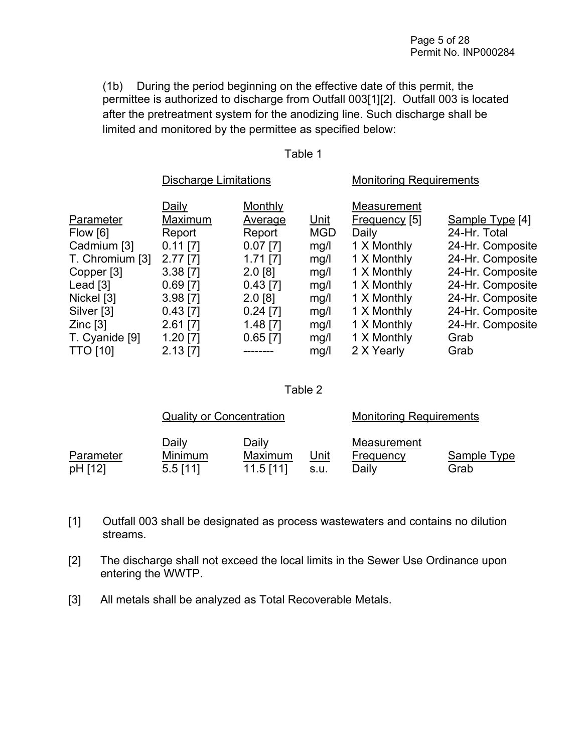(1b) During the period beginning on the effective date of this permit, the permittee is authorized to discharge from Outfall 003[1][2]. Outfall 003 is located after the pretreatment system for the anodizing line. Such discharge shall be limited and monitored by the permittee as specified below:

Table 1

| | Discharge Limitations | | | Monitoring Requirements | |
|---|---|---|---|---|---|
| Parameter | Daily Maximum | Monthly Average | Unit | Measurement Frequency [5] | Sample Type [4] |
| Flow [6] | Report | Report | MGD | Daily | 24-Hr. Total |
| Cadmium [3] | 0.11 [7] | 0.07 [7] | mg/l | 1 X Monthly | 24-Hr. Composite |
| T. Chromium [3] | 2.77 [7] | 1.71 [7] | mg/l | 1 X Monthly | 24-Hr. Composite |
| Copper [3] | 3.38 [7] | 2.0 [8] | mg/l | 1 X Monthly | 24-Hr. Composite |
| Lead [3] | 0.69 [7] | 0.43 [7] | mg/l | 1 X Monthly | 24-Hr. Composite |
| Nickel [3] | 3.98 [7] | 2.0 [8] | mg/l | 1 X Monthly | 24-Hr. Composite |
| Silver [3] | 0.43 [7] | 0.24 [7] | mg/l | 1 X Monthly | 24-Hr. Composite |
| Zinc [3] | 2.61 [7] | 1.48 [7] | mg/l | 1 X Monthly | 24-Hr. Composite |
| T. Cyanide [9] | 1.20 [7] | 0.65 [7] | mg/l | 1 X Monthly | Grab |
| TTO [10] | 2.13 [7] | -------- | mg/l | 2 X Yearly | Grab |

Table 2

| | Quality or Concentration | | | Monitoring Requirements | |
|---|---|---|---|---|---|
| Parameter | Daily Minimum | Daily Maximum | Unit | Measurement Frequency | Sample Type |
| pH [12] | 5.5 [11] | 11.5 [11] | s.u. | Daily | Grab |

[1] Outfall 003 shall be designated as process wastewaters and contains no dilution streams.

[2] The discharge shall not exceed the local limits in the Sewer Use Ordinance upon entering the WWTP.

[3] All metals shall be analyzed as Total Recoverable Metals.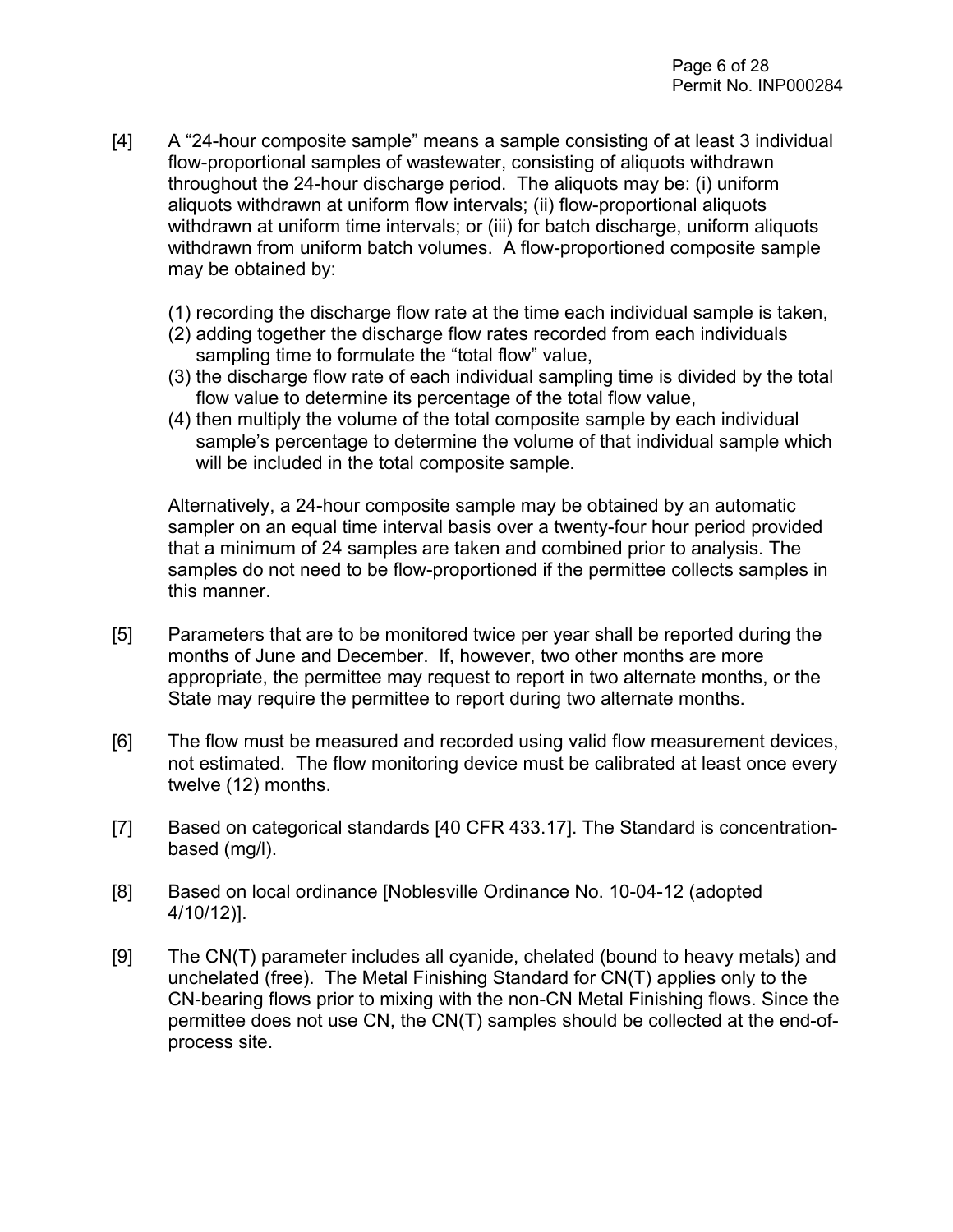[4] A "24-hour composite sample" means a sample consisting of at least 3 individual flow-proportional samples of wastewater, consisting of aliquots withdrawn throughout the 24-hour discharge period. The aliquots may be: (i) uniform aliquots withdrawn at uniform flow intervals; (ii) flow-proportional aliquots withdrawn at uniform time intervals; or (iii) for batch discharge, uniform aliquots withdrawn from uniform batch volumes. A flow-proportioned composite sample may be obtained by:

(1) recording the discharge flow rate at the time each individual sample is taken,
(2) adding together the discharge flow rates recorded from each individuals sampling time to formulate the "total flow" value,
(3) the discharge flow rate of each individual sampling time is divided by the total flow value to determine its percentage of the total flow value,
(4) then multiply the volume of the total composite sample by each individual sample's percentage to determine the volume of that individual sample which will be included in the total composite sample.

Alternatively, a 24-hour composite sample may be obtained by an automatic sampler on an equal time interval basis over a twenty-four hour period provided that a minimum of 24 samples are taken and combined prior to analysis. The samples do not need to be flow-proportioned if the permittee collects samples in this manner.

[5] Parameters that are to be monitored twice per year shall be reported during the months of June and December. If, however, two other months are more appropriate, the permittee may request to report in two alternate months, or the State may require the permittee to report during two alternate months.

[6] The flow must be measured and recorded using valid flow measurement devices, not estimated. The flow monitoring device must be calibrated at least once every twelve (12) months.

[7] Based on categorical standards [40 CFR 433.17]. The Standard is concentration-based (mg/l).

[8] Based on local ordinance [Noblesville Ordinance No. 10-04-12 (adopted 4/10/12)].

[9] The CN(T) parameter includes all cyanide, chelated (bound to heavy metals) and unchelated (free). The Metal Finishing Standard for CN(T) applies only to the CN-bearing flows prior to mixing with the non-CN Metal Finishing flows. Since the permittee does not use CN, the CN(T) samples should be collected at the end-of-process site.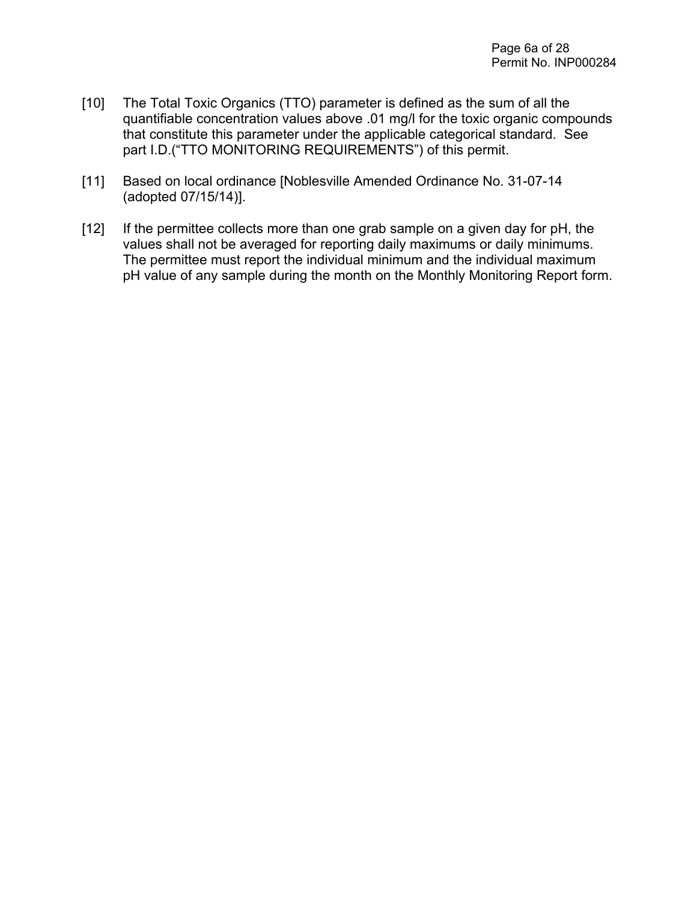[10] The Total Toxic Organics (TTO) parameter is defined as the sum of all the quantifiable concentration values above .01 mg/l for the toxic organic compounds that constitute this parameter under the applicable categorical standard. See part I.D.("TTO MONITORING REQUIREMENTS") of this permit.

[11] Based on local ordinance [Noblesville Amended Ordinance No. 31-07-14 (adopted 07/15/14)].

[12] If the permittee collects more than one grab sample on a given day for pH, the values shall not be averaged for reporting daily maximums or daily minimums. The permittee must report the individual minimum and the individual maximum pH value of any sample during the month on the Monthly Monitoring Report form.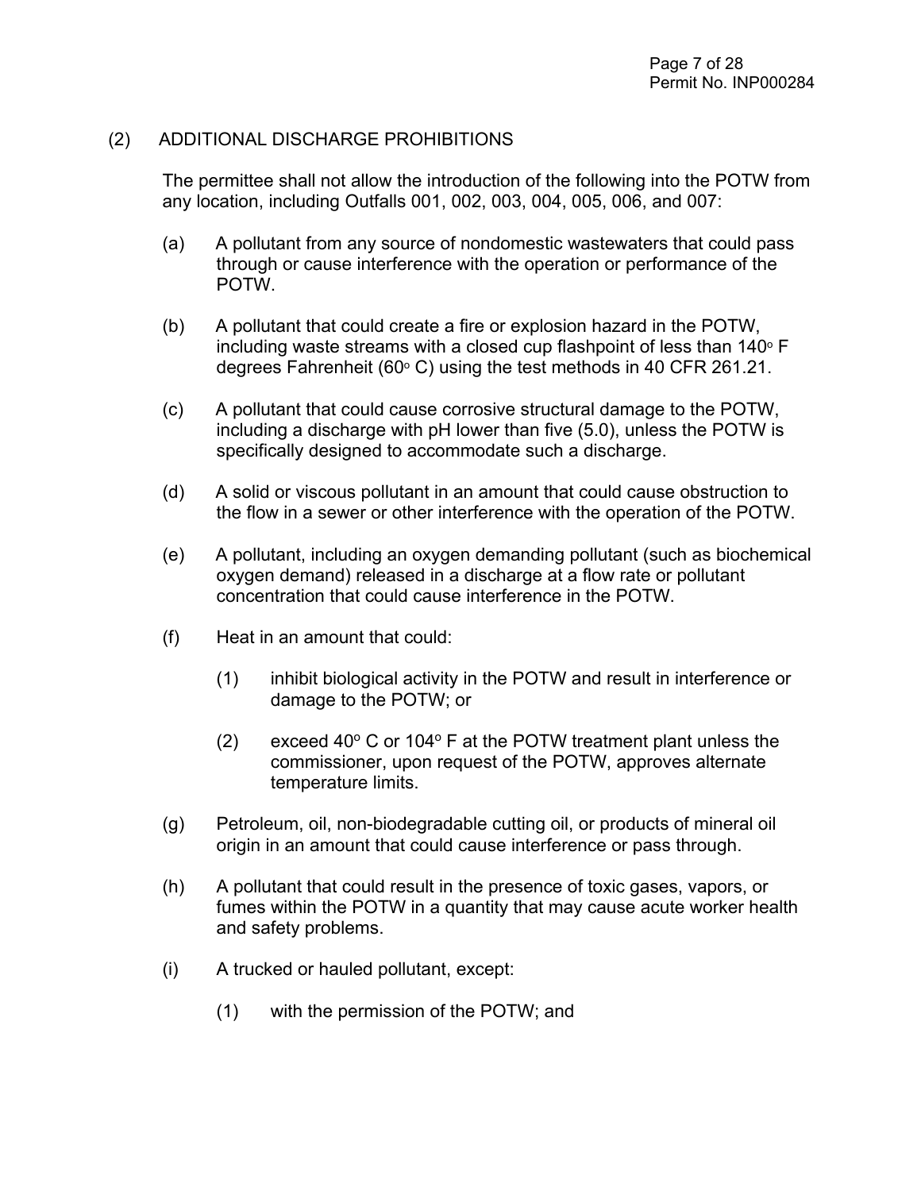(2) ADDITIONAL DISCHARGE PROHIBITIONS

The permittee shall not allow the introduction of the following into the POTW from any location, including Outfalls 001, 002, 003, 004, 005, 006, and 007:

(a) A pollutant from any source of nondomestic wastewaters that could pass through or cause interference with the operation or performance of the POTW.

(b) A pollutant that could create a fire or explosion hazard in the POTW, including waste streams with a closed cup flashpoint of less than 140° F degrees Fahrenheit (60° C) using the test methods in 40 CFR 261.21.

(c) A pollutant that could cause corrosive structural damage to the POTW, including a discharge with pH lower than five (5.0), unless the POTW is specifically designed to accommodate such a discharge.

(d) A solid or viscous pollutant in an amount that could cause obstruction to the flow in a sewer or other interference with the operation of the POTW.

(e) A pollutant, including an oxygen demanding pollutant (such as biochemical oxygen demand) released in a discharge at a flow rate or pollutant concentration that could cause interference in the POTW.

(f) Heat in an amount that could:

(1) inhibit biological activity in the POTW and result in interference or damage to the POTW; or

(2) exceed 40° C or 104° F at the POTW treatment plant unless the commissioner, upon request of the POTW, approves alternate temperature limits.

(g) Petroleum, oil, non-biodegradable cutting oil, or products of mineral oil origin in an amount that could cause interference or pass through.

(h) A pollutant that could result in the presence of toxic gases, vapors, or fumes within the POTW in a quantity that may cause acute worker health and safety problems.

(i) A trucked or hauled pollutant, except:

(1) with the permission of the POTW; and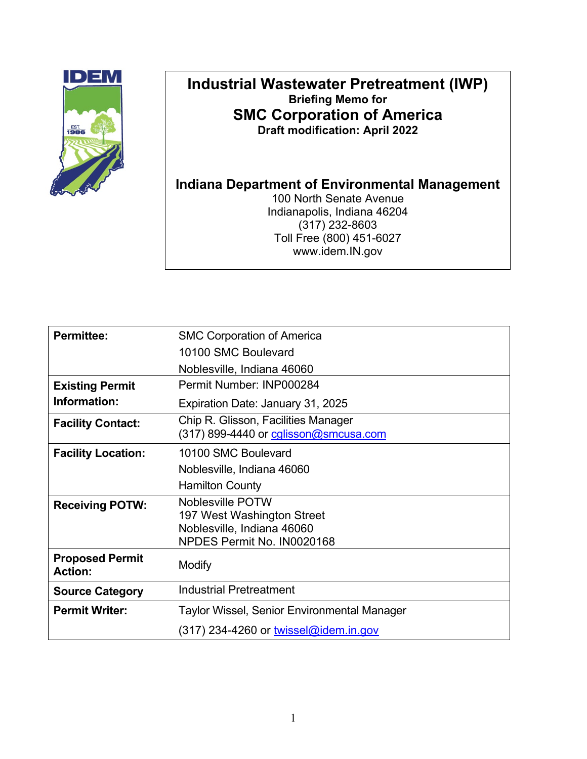# Industrial Wastewater Pretreatment (IWP)

**Briefing Memo for**

## SMC Corporation of America

**Draft modification: April 2022**

**Indiana Department of Environmental Management**

100 North Senate Avenue
Indianapolis, Indiana 46204
(317) 232-8603
Toll Free (800) 451-6027
www.idem.IN.gov

| | |
|---|---|
| **Permittee:** | SMC Corporation of America<br>10100 SMC Boulevard<br>Noblesville, Indiana 46060 |
| **Existing Permit Information:** | Permit Number: INP000284<br>Expiration Date: January 31, 2025 |
| **Facility Contact:** | Chip R. Glisson, Facilities Manager<br>(317) 899-4440 or cglisson@smcusa.com |
| **Facility Location:** | 10100 SMC Boulevard<br>Noblesville, Indiana 46060<br>Hamilton County |
| **Receiving POTW:** | Noblesville POTW<br>197 West Washington Street<br>Noblesville, Indiana 46060<br>NPDES Permit No. IN0020168 |
| **Proposed Permit Action:** | Modify |
| **Source Category** | Industrial Pretreatment |
| **Permit Writer:** | Taylor Wissel, Senior Environmental Manager<br>(317) 234-4260 or twissel@idem.in.gov |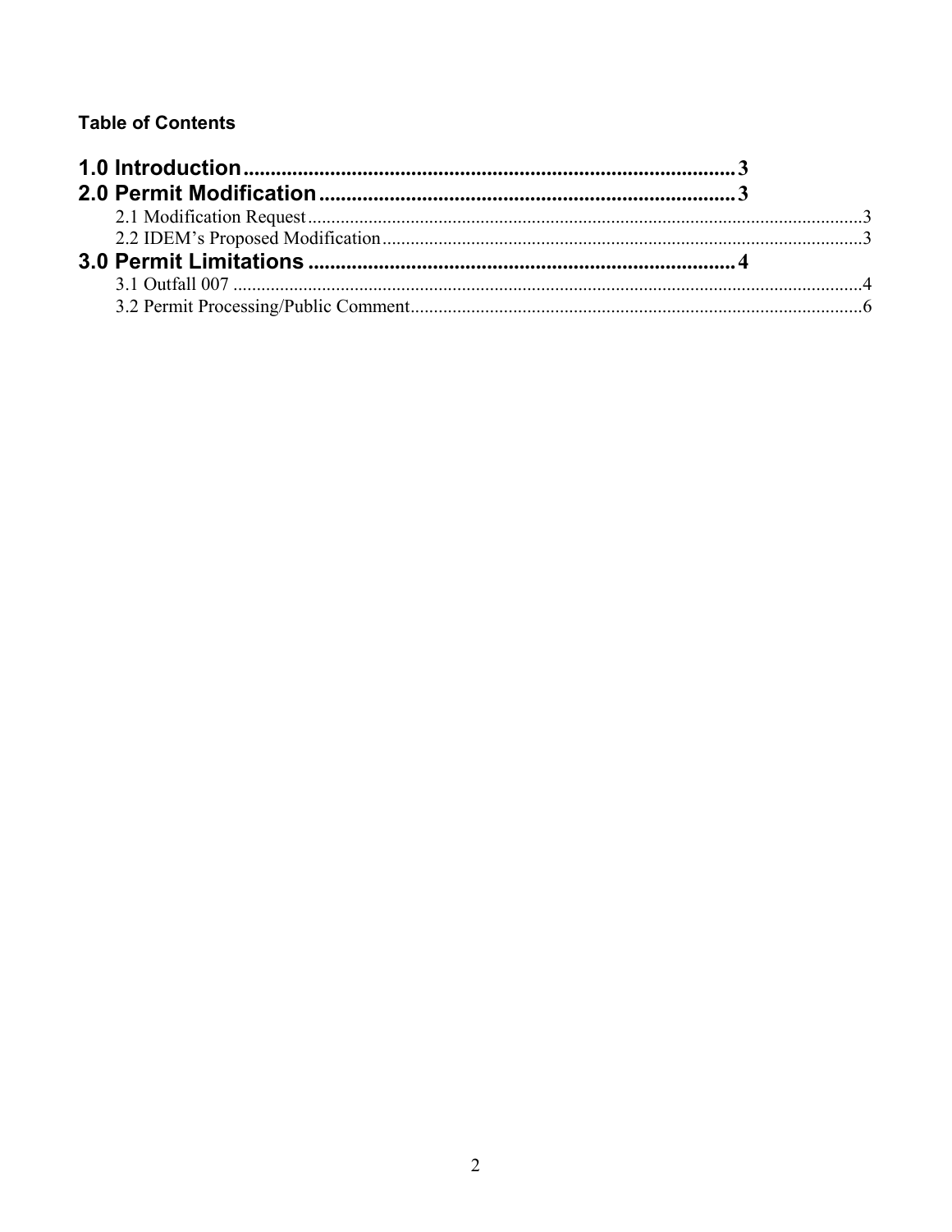**Table of Contents**

**1.0 Introduction** ............................................................ 3

**2.0 Permit Modification** ................................................. 3

- 2.1 Modification Request ................................................ 3
- 2.2 IDEM's Proposed Modification ................................. 3

**3.0 Permit Limitations** .................................................... 4

- 3.1 Outfall 007 ............................................................. 4
- 3.2 Permit Processing/Public Comment .......................... 6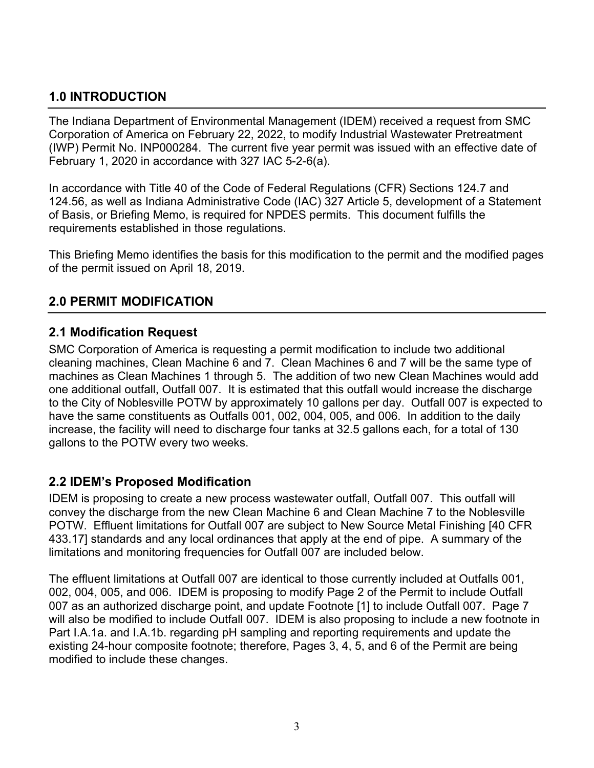## 1.0 INTRODUCTION

The Indiana Department of Environmental Management (IDEM) received a request from SMC Corporation of America on February 22, 2022, to modify Industrial Wastewater Pretreatment (IWP) Permit No. INP000284. The current five year permit was issued with an effective date of February 1, 2020 in accordance with 327 IAC 5-2-6(a).

In accordance with Title 40 of the Code of Federal Regulations (CFR) Sections 124.7 and 124.56, as well as Indiana Administrative Code (IAC) 327 Article 5, development of a Statement of Basis, or Briefing Memo, is required for NPDES permits. This document fulfills the requirements established in those regulations.

This Briefing Memo identifies the basis for this modification to the permit and the modified pages of the permit issued on April 18, 2019.

## 2.0 PERMIT MODIFICATION

### 2.1 Modification Request

SMC Corporation of America is requesting a permit modification to include two additional cleaning machines, Clean Machine 6 and 7. Clean Machines 6 and 7 will be the same type of machines as Clean Machines 1 through 5. The addition of two new Clean Machines would add one additional outfall, Outfall 007. It is estimated that this outfall would increase the discharge to the City of Noblesville POTW by approximately 10 gallons per day. Outfall 007 is expected to have the same constituents as Outfalls 001, 002, 004, 005, and 006. In addition to the daily increase, the facility will need to discharge four tanks at 32.5 gallons each, for a total of 130 gallons to the POTW every two weeks.

### 2.2 IDEM's Proposed Modification

IDEM is proposing to create a new process wastewater outfall, Outfall 007. This outfall will convey the discharge from the new Clean Machine 6 and Clean Machine 7 to the Noblesville POTW. Effluent limitations for Outfall 007 are subject to New Source Metal Finishing [40 CFR 433.17] standards and any local ordinances that apply at the end of pipe. A summary of the limitations and monitoring frequencies for Outfall 007 are included below.

The effluent limitations at Outfall 007 are identical to those currently included at Outfalls 001, 002, 004, 005, and 006. IDEM is proposing to modify Page 2 of the Permit to include Outfall 007 as an authorized discharge point, and update Footnote [1] to include Outfall 007. Page 7 will also be modified to include Outfall 007. IDEM is also proposing to include a new footnote in Part I.A.1a. and I.A.1b. regarding pH sampling and reporting requirements and update the existing 24-hour composite footnote; therefore, Pages 3, 4, 5, and 6 of the Permit are being modified to include these changes.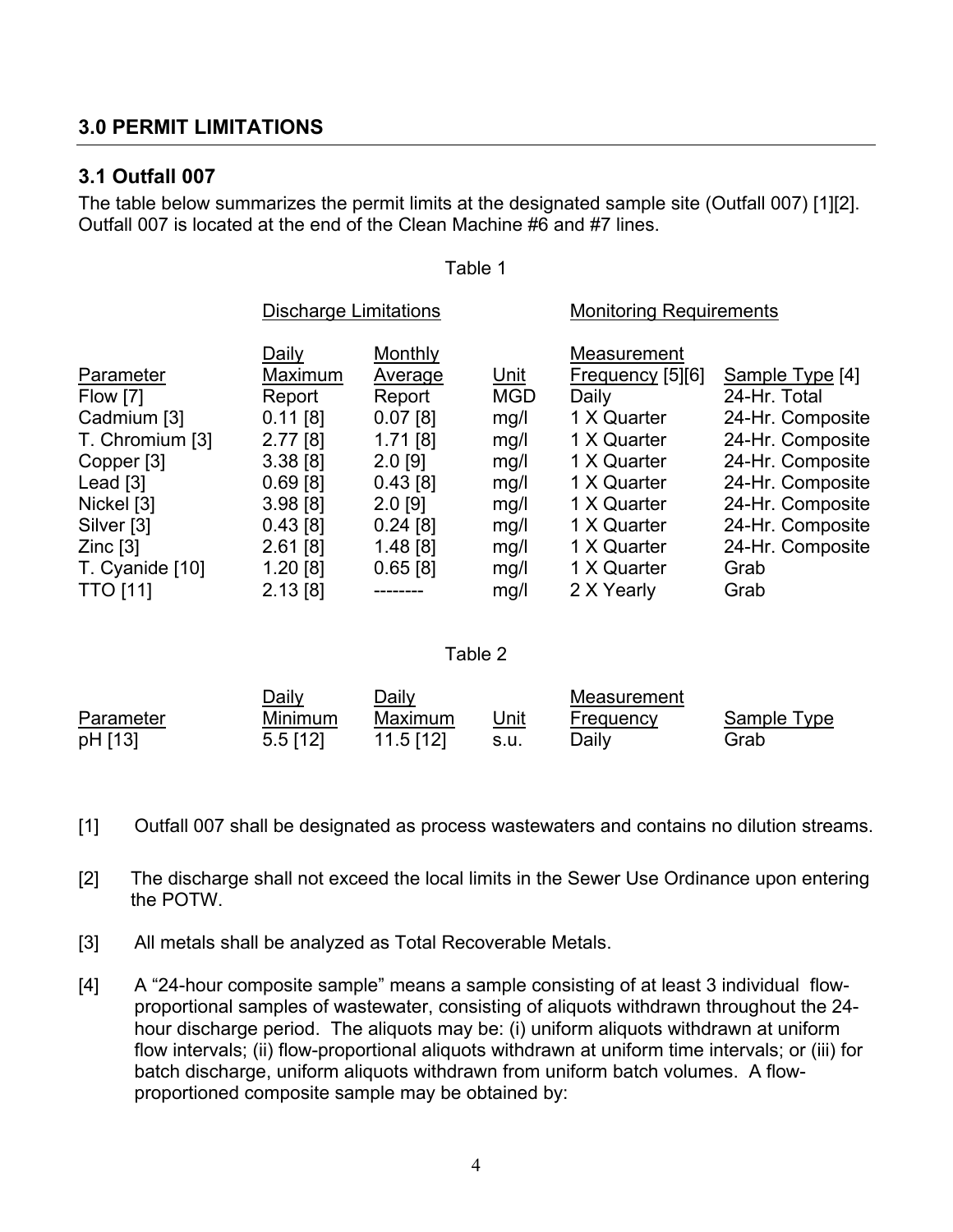## 3.0 PERMIT LIMITATIONS

### 3.1 Outfall 007

The table below summarizes the permit limits at the designated sample site (Outfall 007) [1][2]. Outfall 007 is located at the end of the Clean Machine #6 and #7 lines.

Table 1

| | Discharge Limitations | | | Monitoring Requirements | |
|---|---|---|---|---|---|
| Parameter | Daily Maximum | Monthly Average | Unit | Measurement Frequency [5][6] | Sample Type [4] |
| Flow [7] | Report | Report | MGD | Daily | 24-Hr. Total |
| Cadmium [3] | 0.11 [8] | 0.07 [8] | mg/l | 1 X Quarter | 24-Hr. Composite |
| T. Chromium [3] | 2.77 [8] | 1.71 [8] | mg/l | 1 X Quarter | 24-Hr. Composite |
| Copper [3] | 3.38 [8] | 2.0 [9] | mg/l | 1 X Quarter | 24-Hr. Composite |
| Lead [3] | 0.69 [8] | 0.43 [8] | mg/l | 1 X Quarter | 24-Hr. Composite |
| Nickel [3] | 3.98 [8] | 2.0 [9] | mg/l | 1 X Quarter | 24-Hr. Composite |
| Silver [3] | 0.43 [8] | 0.24 [8] | mg/l | 1 X Quarter | 24-Hr. Composite |
| Zinc [3] | 2.61 [8] | 1.48 [8] | mg/l | 1 X Quarter | 24-Hr. Composite |
| T. Cyanide [10] | 1.20 [8] | 0.65 [8] | mg/l | 1 X Quarter | Grab |
| TTO [11] | 2.13 [8] | -------- | mg/l | 2 X Yearly | Grab |

Table 2

| Parameter | Daily Minimum | Daily Maximum | Unit | Measurement Frequency | Sample Type |
|---|---|---|---|---|---|
| pH [13] | 5.5 [12] | 11.5 [12] | s.u. | Daily | Grab |

[1] Outfall 007 shall be designated as process wastewaters and contains no dilution streams.

[2] The discharge shall not exceed the local limits in the Sewer Use Ordinance upon entering the POTW.

[3] All metals shall be analyzed as Total Recoverable Metals.

[4] A "24-hour composite sample" means a sample consisting of at least 3 individual flow-proportional samples of wastewater, consisting of aliquots withdrawn throughout the 24-hour discharge period. The aliquots may be: (i) uniform aliquots withdrawn at uniform flow intervals; (ii) flow-proportional aliquots withdrawn at uniform time intervals; or (iii) for batch discharge, uniform aliquots withdrawn from uniform batch volumes. A flow-proportioned composite sample may be obtained by: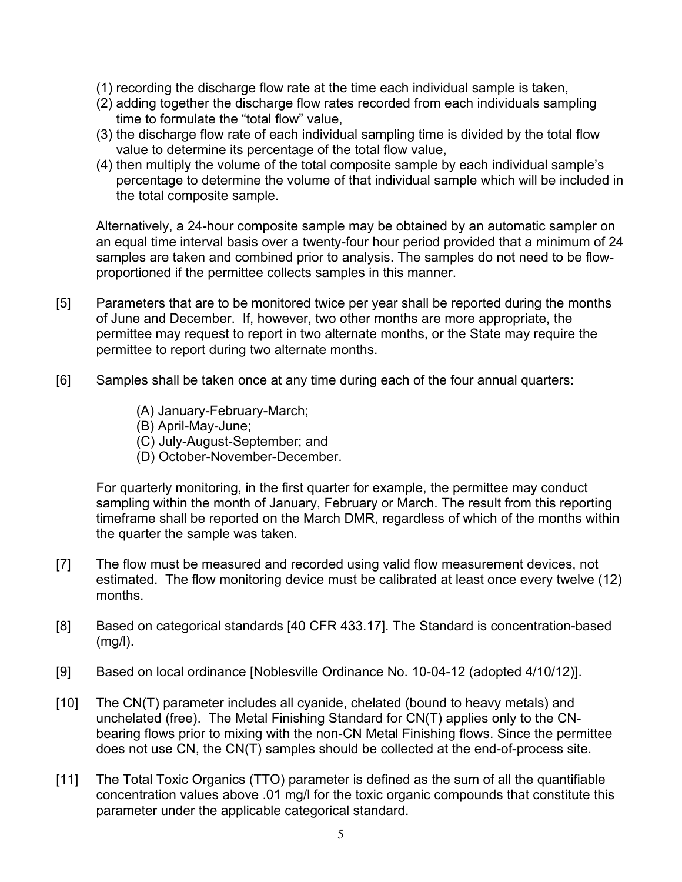(1) recording the discharge flow rate at the time each individual sample is taken,
(2) adding together the discharge flow rates recorded from each individuals sampling time to formulate the "total flow" value,
(3) the discharge flow rate of each individual sampling time is divided by the total flow value to determine its percentage of the total flow value,
(4) then multiply the volume of the total composite sample by each individual sample's percentage to determine the volume of that individual sample which will be included in the total composite sample.

Alternatively, a 24-hour composite sample may be obtained by an automatic sampler on an equal time interval basis over a twenty-four hour period provided that a minimum of 24 samples are taken and combined prior to analysis. The samples do not need to be flow-proportioned if the permittee collects samples in this manner.

[5] Parameters that are to be monitored twice per year shall be reported during the months of June and December. If, however, two other months are more appropriate, the permittee may request to report in two alternate months, or the State may require the permittee to report during two alternate months.

[6] Samples shall be taken once at any time during each of the four annual quarters:

(A) January-February-March;
(B) April-May-June;
(C) July-August-September; and
(D) October-November-December.

For quarterly monitoring, in the first quarter for example, the permittee may conduct sampling within the month of January, February or March. The result from this reporting timeframe shall be reported on the March DMR, regardless of which of the months within the quarter the sample was taken.

[7] The flow must be measured and recorded using valid flow measurement devices, not estimated. The flow monitoring device must be calibrated at least once every twelve (12) months.

[8] Based on categorical standards [40 CFR 433.17]. The Standard is concentration-based (mg/l).

[9] Based on local ordinance [Noblesville Ordinance No. 10-04-12 (adopted 4/10/12)].

[10] The CN(T) parameter includes all cyanide, chelated (bound to heavy metals) and unchelated (free). The Metal Finishing Standard for CN(T) applies only to the CN-bearing flows prior to mixing with the non-CN Metal Finishing flows. Since the permittee does not use CN, the CN(T) samples should be collected at the end-of-process site.

[11] The Total Toxic Organics (TTO) parameter is defined as the sum of all the quantifiable concentration values above .01 mg/l for the toxic organic compounds that constitute this parameter under the applicable categorical standard.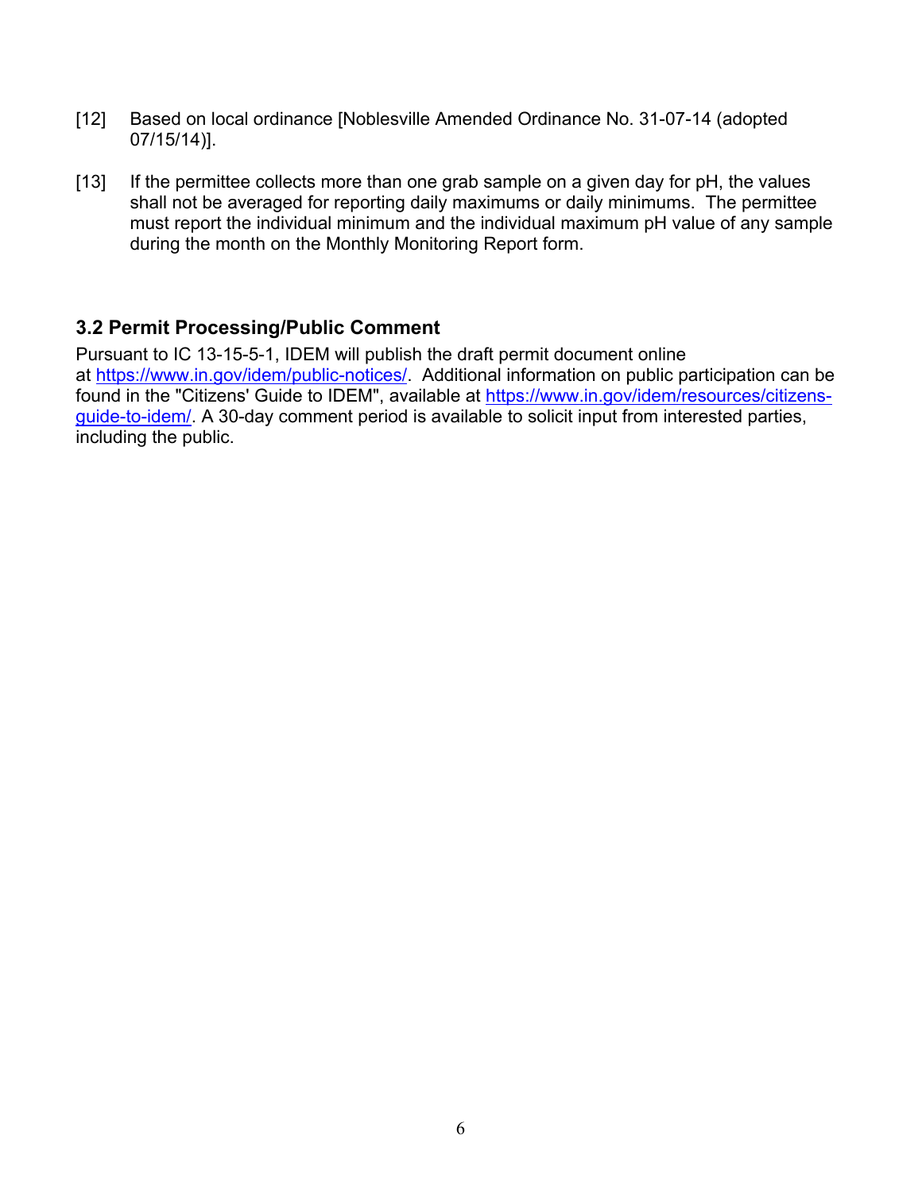[12] Based on local ordinance [Noblesville Amended Ordinance No. 31-07-14 (adopted 07/15/14)].

[13] If the permittee collects more than one grab sample on a given day for pH, the values shall not be averaged for reporting daily maximums or daily minimums. The permittee must report the individual minimum and the individual maximum pH value of any sample during the month on the Monthly Monitoring Report form.

### 3.2 Permit Processing/Public Comment

Pursuant to IC 13-15-5-1, IDEM will publish the draft permit document online at https://www.in.gov/idem/public-notices/. Additional information on public participation can be found in the "Citizens' Guide to IDEM", available at https://www.in.gov/idem/resources/citizens-guide-to-idem/. A 30-day comment period is available to solicit input from interested parties, including the public.